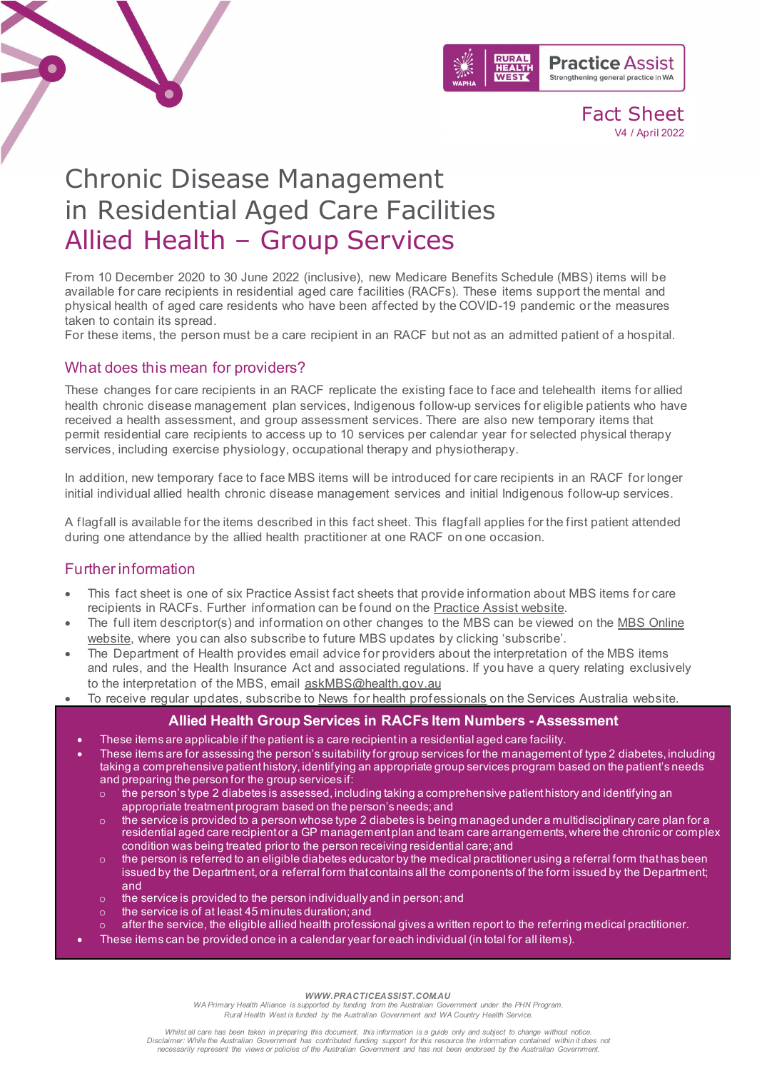Fact Sheet
V4 / April 2022

# Chronic Disease Management in Residential Aged Care Facilities
# Allied Health – Group Services

From 10 December 2020 to 30 June 2022 (inclusive), new Medicare Benefits Schedule (MBS) items will be available for care recipients in residential aged care facilities (RACFs). These items support the mental and physical health of aged care residents who have been affected by the COVID-19 pandemic or the measures taken to contain its spread.
For these items, the person must be a care recipient in an RACF but not as an admitted patient of a hospital.

## What does this mean for providers?

These changes for care recipients in an RACF replicate the existing face to face and telehealth items for allied health chronic disease management plan services, Indigenous follow-up services for eligible patients who have received a health assessment, and group assessment services. There are also new temporary items that permit residential care recipients to access up to 10 services per calendar year for selected physical therapy services, including exercise physiology, occupational therapy and physiotherapy.

In addition, new temporary face to face MBS items will be introduced for care recipients in an RACF for longer initial individual allied health chronic disease management services and initial Indigenous follow-up services.

A flagfall is available for the items described in this fact sheet. This flagfall applies for the first patient attended during one attendance by the allied health practitioner at one RACF on one occasion.

## Further information

- This fact sheet is one of six Practice Assist fact sheets that provide information about MBS items for care recipients in RACFs. Further information can be found on the Practice Assist website.
- The full item descriptor(s) and information on other changes to the MBS can be viewed on the MBS Online website, where you can also subscribe to future MBS updates by clicking 'subscribe'.
- The Department of Health provides email advice for providers about the interpretation of the MBS items and rules, and the Health Insurance Act and associated regulations. If you have a query relating exclusively to the interpretation of the MBS, email askMBS@health.gov.au
- To receive regular updates, subscribe to News for health professionals on the Services Australia website.

## Allied Health Group Services in RACFs Item Numbers - Assessment

- These items are applicable if the patient is a care recipient in a residential aged care facility.
- These items are for assessing the person's suitability for group services for the management of type 2 diabetes, including taking a comprehensive patient history, identifying an appropriate group services program based on the patient's needs and preparing the person for the group services if:
  - the person's type 2 diabetes is assessed, including taking a comprehensive patient history and identifying an appropriate treatment program based on the person's needs; and
  - the service is provided to a person whose type 2 diabetes is being managed under a multidisciplinary care plan for a residential aged care recipient or a GP management plan and team care arrangements, where the chronic or complex condition was being treated prior to the person receiving residential care; and
  - the person is referred to an eligible diabetes educator by the medical practitioner using a referral form that has been issued by the Department, or a referral form that contains all the components of the form issued by the Department; and
  - the service is provided to the person individually and in person; and
  - the service is of at least 45 minutes duration; and
  - after the service, the eligible allied health professional gives a written report to the referring medical practitioner.
- These items can be provided once in a calendar year for each individual (in total for all items).

*WWW.PRACTICEASSIST.COM.AU*
*WA Primary Health Alliance is supported by funding from the Australian Government under the PHN Program.*
*Rural Health West is funded by the Australian Government and WA Country Health Service.*

*Whilst all care has been taken in preparing this document, this information is a guide only and subject to change without notice.*
*Disclaimer: While the Australian Government has contributed funding support for this resource the information contained within it does not necessarily represent the views or policies of the Australian Government and has not been endorsed by the Australian Government.*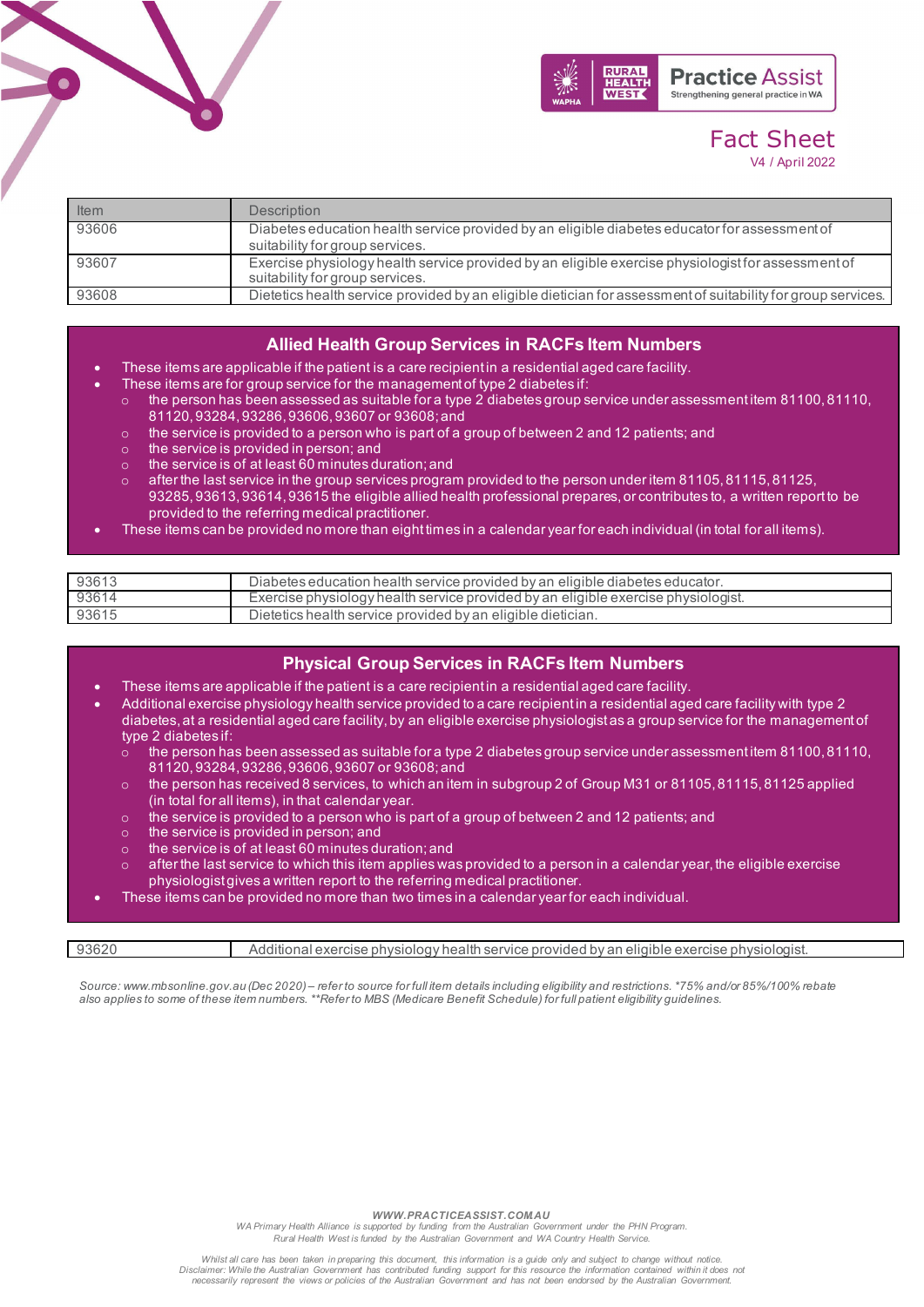| Item | Description |
|---|---|
| 93606 | Diabetes education health service provided by an eligible diabetes educator for assessment of suitability for group services. |
| 93607 | Exercise physiology health service provided by an eligible exercise physiologist for assessment of suitability for group services. |
| 93608 | Dietetics health service provided by an eligible dietician for assessment of suitability for group services. |

## Allied Health Group Services in RACFs Item Numbers

- These items are applicable if the patient is a care recipient in a residential aged care facility.
- These items are for group service for the management of type 2 diabetes if:
  - the person has been assessed as suitable for a type 2 diabetes group service under assessment item 81100, 81110, 81120, 93284, 93286, 93606, 93607 or 93608; and
  - the service is provided to a person who is part of a group of between 2 and 12 patients; and
  - the service is provided in person; and
  - the service is of at least 60 minutes duration; and
  - after the last service in the group services program provided to the person under item 81105, 81115, 81125, 93285, 93613, 93614, 93615 the eligible allied health professional prepares, or contributes to, a written report to be provided to the referring medical practitioner.
- These items can be provided no more than eight times in a calendar year for each individual (in total for all items).

| | |
|---|---|
| 93613 | Diabetes education health service provided by an eligible diabetes educator. |
| 93614 | Exercise physiology health service provided by an eligible exercise physiologist. |
| 93615 | Dietetics health service provided by an eligible dietician. |

## Physical Group Services in RACFs Item Numbers

- These items are applicable if the patient is a care recipient in a residential aged care facility.
- Additional exercise physiology health service provided to a care recipient in a residential aged care facility with type 2 diabetes, at a residential aged care facility, by an eligible exercise physiologist as a group service for the management of type 2 diabetes if:
  - the person has been assessed as suitable for a type 2 diabetes group service under assessment item 81100, 81110, 81120, 93284, 93286, 93606, 93607 or 93608; and
  - the person has received 8 services, to which an item in subgroup 2 of Group M31 or 81105, 81115, 81125 applied (in total for all items), in that calendar year.
  - the service is provided to a person who is part of a group of between 2 and 12 patients; and
  - the service is provided in person; and
  - the service is of at least 60 minutes duration; and
  - after the last service to which this item applies was provided to a person in a calendar year, the eligible exercise physiologist gives a written report to the referring medical practitioner.
- These items can be provided no more than two times in a calendar year for each individual.

| | |
|---|---|
| 93620 | Additional exercise physiology health service provided by an eligible exercise physiologist. |

*Source: www.mbsonline.gov.au (Dec 2020) – refer to source for full item details including eligibility and restrictions. *75% and/or 85%/100% rebate also applies to some of these item numbers. **Refer to MBS (Medicare Benefit Schedule) for full patient eligibility guidelines.*

**WWW.PRACTICEASSIST.COM.AU**

*WA Primary Health Alliance is supported by funding from the Australian Government under the PHN Program. Rural Health West is funded by the Australian Government and WA Country Health Service.*

*Whilst all care has been taken in preparing this document, this information is a guide only and subject to change without notice. Disclaimer: While the Australian Government has contributed funding support for this resource the information contained within it does not necessarily represent the views or policies of the Australian Government and has not been endorsed by the Australian Government.*